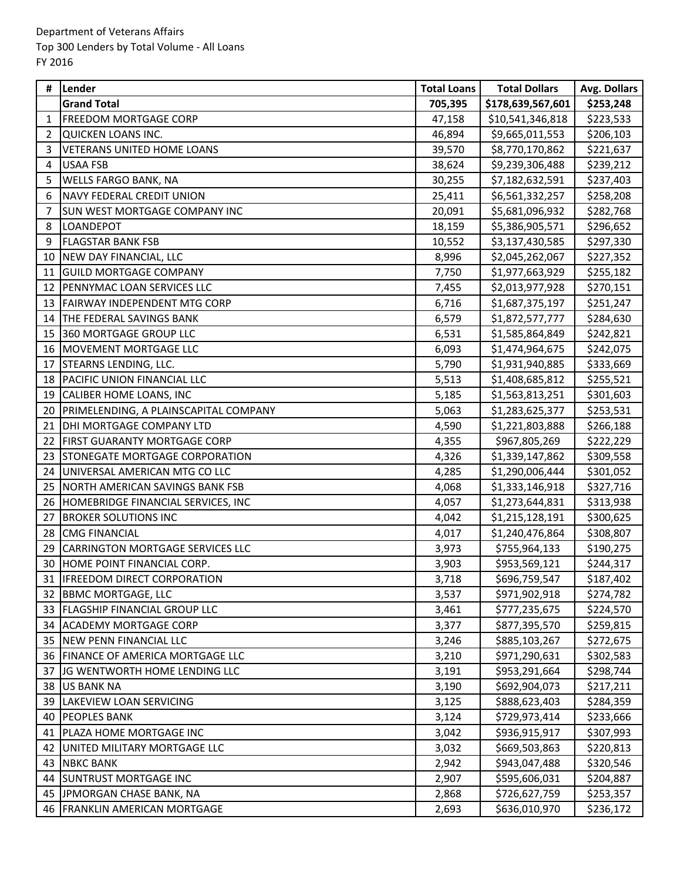Department of Veterans Affairs
Top 300 Lenders by Total Volume - All Loans
FY 2016

| # | Lender | Total Loans | Total Dollars | Avg. Dollars |
|---|---|---|---|---|
| | **Grand Total** | **705,395** | **$178,639,567,601** | **$253,248** |
| 1 | FREEDOM MORTGAGE CORP | 47,158 | $10,541,346,818 | $223,533 |
| 2 | QUICKEN LOANS INC. | 46,894 | $9,665,011,553 | $206,103 |
| 3 | VETERANS UNITED HOME LOANS | 39,570 | $8,770,170,862 | $221,637 |
| 4 | USAA FSB | 38,624 | $9,239,306,488 | $239,212 |
| 5 | WELLS FARGO BANK, NA | 30,255 | $7,182,632,591 | $237,403 |
| 6 | NAVY FEDERAL CREDIT UNION | 25,411 | $6,561,332,257 | $258,208 |
| 7 | SUN WEST MORTGAGE COMPANY INC | 20,091 | $5,681,096,932 | $282,768 |
| 8 | LOANDEPOT | 18,159 | $5,386,905,571 | $296,652 |
| 9 | FLAGSTAR BANK FSB | 10,552 | $3,137,430,585 | $297,330 |
| 10 | NEW DAY FINANCIAL, LLC | 8,996 | $2,045,262,067 | $227,352 |
| 11 | GUILD MORTGAGE COMPANY | 7,750 | $1,977,663,929 | $255,182 |
| 12 | PENNYMAC LOAN SERVICES LLC | 7,455 | $2,013,977,928 | $270,151 |
| 13 | FAIRWAY INDEPENDENT MTG CORP | 6,716 | $1,687,375,197 | $251,247 |
| 14 | THE FEDERAL SAVINGS BANK | 6,579 | $1,872,577,777 | $284,630 |
| 15 | 360 MORTGAGE GROUP LLC | 6,531 | $1,585,864,849 | $242,821 |
| 16 | MOVEMENT MORTGAGE LLC | 6,093 | $1,474,964,675 | $242,075 |
| 17 | STEARNS LENDING, LLC. | 5,790 | $1,931,940,885 | $333,669 |
| 18 | PACIFIC UNION FINANCIAL LLC | 5,513 | $1,408,685,812 | $255,521 |
| 19 | CALIBER HOME LOANS, INC | 5,185 | $1,563,813,251 | $301,603 |
| 20 | PRIMELENDING, A PLAINSCAPITAL COMPANY | 5,063 | $1,283,625,377 | $253,531 |
| 21 | DHI MORTGAGE COMPANY LTD | 4,590 | $1,221,803,888 | $266,188 |
| 22 | FIRST GUARANTY MORTGAGE CORP | 4,355 | $967,805,269 | $222,229 |
| 23 | STONEGATE MORTGAGE CORPORATION | 4,326 | $1,339,147,862 | $309,558 |
| 24 | UNIVERSAL AMERICAN MTG CO LLC | 4,285 | $1,290,006,444 | $301,052 |
| 25 | NORTH AMERICAN SAVINGS BANK FSB | 4,068 | $1,333,146,918 | $327,716 |
| 26 | HOMEBRIDGE FINANCIAL SERVICES, INC | 4,057 | $1,273,644,831 | $313,938 |
| 27 | BROKER SOLUTIONS INC | 4,042 | $1,215,128,191 | $300,625 |
| 28 | CMG FINANCIAL | 4,017 | $1,240,476,864 | $308,807 |
| 29 | CARRINGTON MORTGAGE SERVICES LLC | 3,973 | $755,964,133 | $190,275 |
| 30 | HOME POINT FINANCIAL CORP. | 3,903 | $953,569,121 | $244,317 |
| 31 | IFREEDOM DIRECT CORPORATION | 3,718 | $696,759,547 | $187,402 |
| 32 | BBMC MORTGAGE, LLC | 3,537 | $971,902,918 | $274,782 |
| 33 | FLAGSHIP FINANCIAL GROUP LLC | 3,461 | $777,235,675 | $224,570 |
| 34 | ACADEMY MORTGAGE CORP | 3,377 | $877,395,570 | $259,815 |
| 35 | NEW PENN FINANCIAL LLC | 3,246 | $885,103,267 | $272,675 |
| 36 | FINANCE OF AMERICA MORTGAGE LLC | 3,210 | $971,290,631 | $302,583 |
| 37 | JG WENTWORTH HOME LENDING LLC | 3,191 | $953,291,664 | $298,744 |
| 38 | US BANK NA | 3,190 | $692,904,073 | $217,211 |
| 39 | LAKEVIEW LOAN SERVICING | 3,125 | $888,623,403 | $284,359 |
| 40 | PEOPLES BANK | 3,124 | $729,973,414 | $233,666 |
| 41 | PLAZA HOME MORTGAGE INC | 3,042 | $936,915,917 | $307,993 |
| 42 | UNITED MILITARY MORTGAGE LLC | 3,032 | $669,503,863 | $220,813 |
| 43 | NBKC BANK | 2,942 | $943,047,488 | $320,546 |
| 44 | SUNTRUST MORTGAGE INC | 2,907 | $595,606,031 | $204,887 |
| 45 | JPMORGAN CHASE BANK, NA | 2,868 | $726,627,759 | $253,357 |
| 46 | FRANKLIN AMERICAN MORTGAGE | 2,693 | $636,010,970 | $236,172 |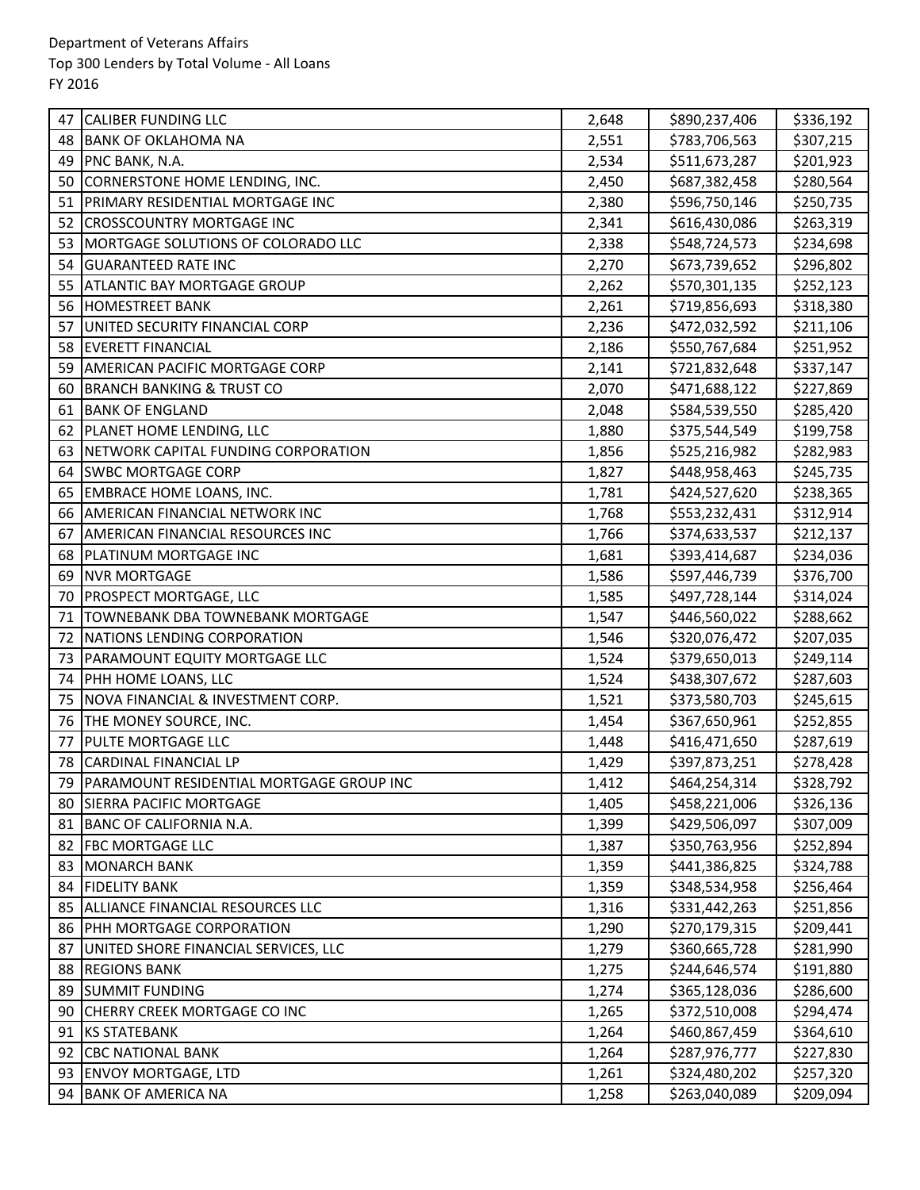Department of Veterans Affairs
Top 300 Lenders by Total Volume - All Loans
FY 2016

| | | | | |
|---|---|---|---|---|
| 47 | CALIBER FUNDING LLC | 2,648 | $890,237,406 | $336,192 |
| 48 | BANK OF OKLAHOMA NA | 2,551 | $783,706,563 | $307,215 |
| 49 | PNC BANK, N.A. | 2,534 | $511,673,287 | $201,923 |
| 50 | CORNERSTONE HOME LENDING, INC. | 2,450 | $687,382,458 | $280,564 |
| 51 | PRIMARY RESIDENTIAL MORTGAGE INC | 2,380 | $596,750,146 | $250,735 |
| 52 | CROSSCOUNTRY MORTGAGE INC | 2,341 | $616,430,086 | $263,319 |
| 53 | MORTGAGE SOLUTIONS OF COLORADO LLC | 2,338 | $548,724,573 | $234,698 |
| 54 | GUARANTEED RATE INC | 2,270 | $673,739,652 | $296,802 |
| 55 | ATLANTIC BAY MORTGAGE GROUP | 2,262 | $570,301,135 | $252,123 |
| 56 | HOMESTREET BANK | 2,261 | $719,856,693 | $318,380 |
| 57 | UNITED SECURITY FINANCIAL CORP | 2,236 | $472,032,592 | $211,106 |
| 58 | EVERETT FINANCIAL | 2,186 | $550,767,684 | $251,952 |
| 59 | AMERICAN PACIFIC MORTGAGE CORP | 2,141 | $721,832,648 | $337,147 |
| 60 | BRANCH BANKING & TRUST CO | 2,070 | $471,688,122 | $227,869 |
| 61 | BANK OF ENGLAND | 2,048 | $584,539,550 | $285,420 |
| 62 | PLANET HOME LENDING, LLC | 1,880 | $375,544,549 | $199,758 |
| 63 | NETWORK CAPITAL FUNDING CORPORATION | 1,856 | $525,216,982 | $282,983 |
| 64 | SWBC MORTGAGE CORP | 1,827 | $448,958,463 | $245,735 |
| 65 | EMBRACE HOME LOANS, INC. | 1,781 | $424,527,620 | $238,365 |
| 66 | AMERICAN FINANCIAL NETWORK INC | 1,768 | $553,232,431 | $312,914 |
| 67 | AMERICAN FINANCIAL RESOURCES INC | 1,766 | $374,633,537 | $212,137 |
| 68 | PLATINUM MORTGAGE INC | 1,681 | $393,414,687 | $234,036 |
| 69 | NVR MORTGAGE | 1,586 | $597,446,739 | $376,700 |
| 70 | PROSPECT MORTGAGE, LLC | 1,585 | $497,728,144 | $314,024 |
| 71 | TOWNEBANK DBA TOWNEBANK MORTGAGE | 1,547 | $446,560,022 | $288,662 |
| 72 | NATIONS LENDING CORPORATION | 1,546 | $320,076,472 | $207,035 |
| 73 | PARAMOUNT EQUITY MORTGAGE LLC | 1,524 | $379,650,013 | $249,114 |
| 74 | PHH HOME LOANS, LLC | 1,524 | $438,307,672 | $287,603 |
| 75 | NOVA FINANCIAL & INVESTMENT CORP. | 1,521 | $373,580,703 | $245,615 |
| 76 | THE MONEY SOURCE, INC. | 1,454 | $367,650,961 | $252,855 |
| 77 | PULTE MORTGAGE LLC | 1,448 | $416,471,650 | $287,619 |
| 78 | CARDINAL FINANCIAL LP | 1,429 | $397,873,251 | $278,428 |
| 79 | PARAMOUNT RESIDENTIAL MORTGAGE GROUP INC | 1,412 | $464,254,314 | $328,792 |
| 80 | SIERRA PACIFIC MORTGAGE | 1,405 | $458,221,006 | $326,136 |
| 81 | BANC OF CALIFORNIA N.A. | 1,399 | $429,506,097 | $307,009 |
| 82 | FBC MORTGAGE LLC | 1,387 | $350,763,956 | $252,894 |
| 83 | MONARCH BANK | 1,359 | $441,386,825 | $324,788 |
| 84 | FIDELITY BANK | 1,359 | $348,534,958 | $256,464 |
| 85 | ALLIANCE FINANCIAL RESOURCES LLC | 1,316 | $331,442,263 | $251,856 |
| 86 | PHH MORTGAGE CORPORATION | 1,290 | $270,179,315 | $209,441 |
| 87 | UNITED SHORE FINANCIAL SERVICES, LLC | 1,279 | $360,665,728 | $281,990 |
| 88 | REGIONS BANK | 1,275 | $244,646,574 | $191,880 |
| 89 | SUMMIT FUNDING | 1,274 | $365,128,036 | $286,600 |
| 90 | CHERRY CREEK MORTGAGE CO INC | 1,265 | $372,510,008 | $294,474 |
| 91 | KS STATEBANK | 1,264 | $460,867,459 | $364,610 |
| 92 | CBC NATIONAL BANK | 1,264 | $287,976,777 | $227,830 |
| 93 | ENVOY MORTGAGE, LTD | 1,261 | $324,480,202 | $257,320 |
| 94 | BANK OF AMERICA NA | 1,258 | $263,040,089 | $209,094 |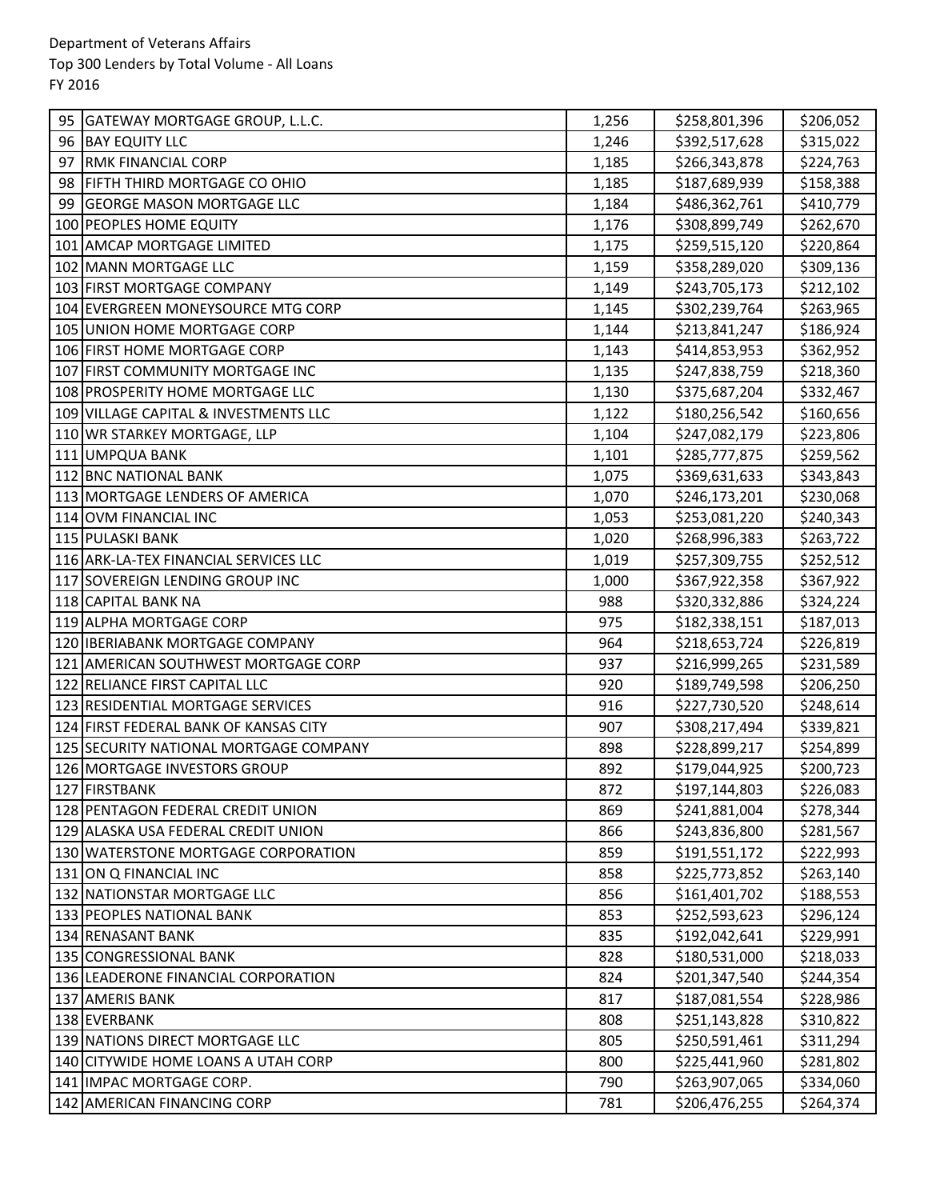Department of Veterans Affairs
Top 300 Lenders by Total Volume - All Loans
FY 2016

| | | | | |
|---|---|---|---|---|
| 95 | GATEWAY MORTGAGE GROUP, L.L.C. | 1,256 | $258,801,396 | $206,052 |
| 96 | BAY EQUITY LLC | 1,246 | $392,517,628 | $315,022 |
| 97 | RMK FINANCIAL CORP | 1,185 | $266,343,878 | $224,763 |
| 98 | FIFTH THIRD MORTGAGE CO OHIO | 1,185 | $187,689,939 | $158,388 |
| 99 | GEORGE MASON MORTGAGE LLC | 1,184 | $486,362,761 | $410,779 |
| 100 | PEOPLES HOME EQUITY | 1,176 | $308,899,749 | $262,670 |
| 101 | AMCAP MORTGAGE LIMITED | 1,175 | $259,515,120 | $220,864 |
| 102 | MANN MORTGAGE LLC | 1,159 | $358,289,020 | $309,136 |
| 103 | FIRST MORTGAGE COMPANY | 1,149 | $243,705,173 | $212,102 |
| 104 | EVERGREEN MONEYSOURCE MTG CORP | 1,145 | $302,239,764 | $263,965 |
| 105 | UNION HOME MORTGAGE CORP | 1,144 | $213,841,247 | $186,924 |
| 106 | FIRST HOME MORTGAGE CORP | 1,143 | $414,853,953 | $362,952 |
| 107 | FIRST COMMUNITY MORTGAGE INC | 1,135 | $247,838,759 | $218,360 |
| 108 | PROSPERITY HOME MORTGAGE LLC | 1,130 | $375,687,204 | $332,467 |
| 109 | VILLAGE CAPITAL & INVESTMENTS LLC | 1,122 | $180,256,542 | $160,656 |
| 110 | WR STARKEY MORTGAGE, LLP | 1,104 | $247,082,179 | $223,806 |
| 111 | UMPQUA BANK | 1,101 | $285,777,875 | $259,562 |
| 112 | BNC NATIONAL BANK | 1,075 | $369,631,633 | $343,843 |
| 113 | MORTGAGE LENDERS OF AMERICA | 1,070 | $246,173,201 | $230,068 |
| 114 | OVM FINANCIAL INC | 1,053 | $253,081,220 | $240,343 |
| 115 | PULASKI BANK | 1,020 | $268,996,383 | $263,722 |
| 116 | ARK-LA-TEX FINANCIAL SERVICES LLC | 1,019 | $257,309,755 | $252,512 |
| 117 | SOVEREIGN LENDING GROUP INC | 1,000 | $367,922,358 | $367,922 |
| 118 | CAPITAL BANK NA | 988 | $320,332,886 | $324,224 |
| 119 | ALPHA MORTGAGE CORP | 975 | $182,338,151 | $187,013 |
| 120 | IBERIABANK MORTGAGE COMPANY | 964 | $218,653,724 | $226,819 |
| 121 | AMERICAN SOUTHWEST MORTGAGE CORP | 937 | $216,999,265 | $231,589 |
| 122 | RELIANCE FIRST CAPITAL LLC | 920 | $189,749,598 | $206,250 |
| 123 | RESIDENTIAL MORTGAGE SERVICES | 916 | $227,730,520 | $248,614 |
| 124 | FIRST FEDERAL BANK OF KANSAS CITY | 907 | $308,217,494 | $339,821 |
| 125 | SECURITY NATIONAL MORTGAGE COMPANY | 898 | $228,899,217 | $254,899 |
| 126 | MORTGAGE INVESTORS GROUP | 892 | $179,044,925 | $200,723 |
| 127 | FIRSTBANK | 872 | $197,144,803 | $226,083 |
| 128 | PENTAGON FEDERAL CREDIT UNION | 869 | $241,881,004 | $278,344 |
| 129 | ALASKA USA FEDERAL CREDIT UNION | 866 | $243,836,800 | $281,567 |
| 130 | WATERSTONE MORTGAGE CORPORATION | 859 | $191,551,172 | $222,993 |
| 131 | ON Q FINANCIAL INC | 858 | $225,773,852 | $263,140 |
| 132 | NATIONSTAR MORTGAGE LLC | 856 | $161,401,702 | $188,553 |
| 133 | PEOPLES NATIONAL BANK | 853 | $252,593,623 | $296,124 |
| 134 | RENASANT BANK | 835 | $192,042,641 | $229,991 |
| 135 | CONGRESSIONAL BANK | 828 | $180,531,000 | $218,033 |
| 136 | LEADERONE FINANCIAL CORPORATION | 824 | $201,347,540 | $244,354 |
| 137 | AMERIS BANK | 817 | $187,081,554 | $228,986 |
| 138 | EVERBANK | 808 | $251,143,828 | $310,822 |
| 139 | NATIONS DIRECT MORTGAGE LLC | 805 | $250,591,461 | $311,294 |
| 140 | CITYWIDE HOME LOANS A UTAH CORP | 800 | $225,441,960 | $281,802 |
| 141 | IMPAC MORTGAGE CORP. | 790 | $263,907,065 | $334,060 |
| 142 | AMERICAN FINANCING CORP | 781 | $206,476,255 | $264,374 |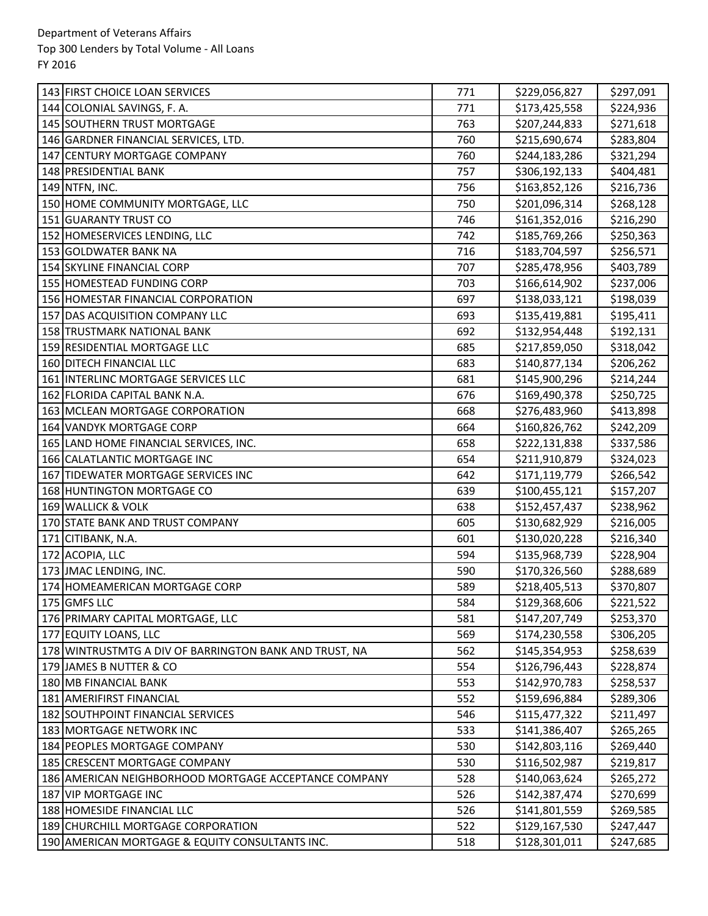Department of Veterans Affairs
Top 300 Lenders by Total Volume - All Loans
FY 2016

| | | | | |
|---|---|---|---|---|
| 143 | FIRST CHOICE LOAN SERVICES | 771 | $229,056,827 | $297,091 |
| 144 | COLONIAL SAVINGS, F. A. | 771 | $173,425,558 | $224,936 |
| 145 | SOUTHERN TRUST MORTGAGE | 763 | $207,244,833 | $271,618 |
| 146 | GARDNER FINANCIAL SERVICES, LTD. | 760 | $215,690,674 | $283,804 |
| 147 | CENTURY MORTGAGE COMPANY | 760 | $244,183,286 | $321,294 |
| 148 | PRESIDENTIAL BANK | 757 | $306,192,133 | $404,481 |
| 149 | NTFN, INC. | 756 | $163,852,126 | $216,736 |
| 150 | HOME COMMUNITY MORTGAGE, LLC | 750 | $201,096,314 | $268,128 |
| 151 | GUARANTY TRUST CO | 746 | $161,352,016 | $216,290 |
| 152 | HOMESERVICES LENDING, LLC | 742 | $185,769,266 | $250,363 |
| 153 | GOLDWATER BANK NA | 716 | $183,704,597 | $256,571 |
| 154 | SKYLINE FINANCIAL CORP | 707 | $285,478,956 | $403,789 |
| 155 | HOMESTEAD FUNDING CORP | 703 | $166,614,902 | $237,006 |
| 156 | HOMESTAR FINANCIAL CORPORATION | 697 | $138,033,121 | $198,039 |
| 157 | DAS ACQUISITION COMPANY LLC | 693 | $135,419,881 | $195,411 |
| 158 | TRUSTMARK NATIONAL BANK | 692 | $132,954,448 | $192,131 |
| 159 | RESIDENTIAL MORTGAGE LLC | 685 | $217,859,050 | $318,042 |
| 160 | DITECH FINANCIAL LLC | 683 | $140,877,134 | $206,262 |
| 161 | INTERLINC MORTGAGE SERVICES LLC | 681 | $145,900,296 | $214,244 |
| 162 | FLORIDA CAPITAL BANK N.A. | 676 | $169,490,378 | $250,725 |
| 163 | MCLEAN MORTGAGE CORPORATION | 668 | $276,483,960 | $413,898 |
| 164 | VANDYK MORTGAGE CORP | 664 | $160,826,762 | $242,209 |
| 165 | LAND HOME FINANCIAL SERVICES, INC. | 658 | $222,131,838 | $337,586 |
| 166 | CALATLANTIC MORTGAGE INC | 654 | $211,910,879 | $324,023 |
| 167 | TIDEWATER MORTGAGE SERVICES INC | 642 | $171,119,779 | $266,542 |
| 168 | HUNTINGTON MORTGAGE CO | 639 | $100,455,121 | $157,207 |
| 169 | WALLICK & VOLK | 638 | $152,457,437 | $238,962 |
| 170 | STATE BANK AND TRUST COMPANY | 605 | $130,682,929 | $216,005 |
| 171 | CITIBANK, N.A. | 601 | $130,020,228 | $216,340 |
| 172 | ACOPIA, LLC | 594 | $135,968,739 | $228,904 |
| 173 | JMAC LENDING, INC. | 590 | $170,326,560 | $288,689 |
| 174 | HOMEAMERICAN MORTGAGE CORP | 589 | $218,405,513 | $370,807 |
| 175 | GMFS LLC | 584 | $129,368,606 | $221,522 |
| 176 | PRIMARY CAPITAL MORTGAGE, LLC | 581 | $147,207,749 | $253,370 |
| 177 | EQUITY LOANS, LLC | 569 | $174,230,558 | $306,205 |
| 178 | WINTRUSTMTG A DIV OF BARRINGTON BANK AND TRUST, NA | 562 | $145,354,953 | $258,639 |
| 179 | JAMES B NUTTER & CO | 554 | $126,796,443 | $228,874 |
| 180 | MB FINANCIAL BANK | 553 | $142,970,783 | $258,537 |
| 181 | AMERIFIRST FINANCIAL | 552 | $159,696,884 | $289,306 |
| 182 | SOUTHPOINT FINANCIAL SERVICES | 546 | $115,477,322 | $211,497 |
| 183 | MORTGAGE NETWORK INC | 533 | $141,386,407 | $265,265 |
| 184 | PEOPLES MORTGAGE COMPANY | 530 | $142,803,116 | $269,440 |
| 185 | CRESCENT MORTGAGE COMPANY | 530 | $116,502,987 | $219,817 |
| 186 | AMERICAN NEIGHBORHOOD MORTGAGE ACCEPTANCE COMPANY | 528 | $140,063,624 | $265,272 |
| 187 | VIP MORTGAGE INC | 526 | $142,387,474 | $270,699 |
| 188 | HOMESIDE FINANCIAL LLC | 526 | $141,801,559 | $269,585 |
| 189 | CHURCHILL MORTGAGE CORPORATION | 522 | $129,167,530 | $247,447 |
| 190 | AMERICAN MORTGAGE & EQUITY CONSULTANTS INC. | 518 | $128,301,011 | $247,685 |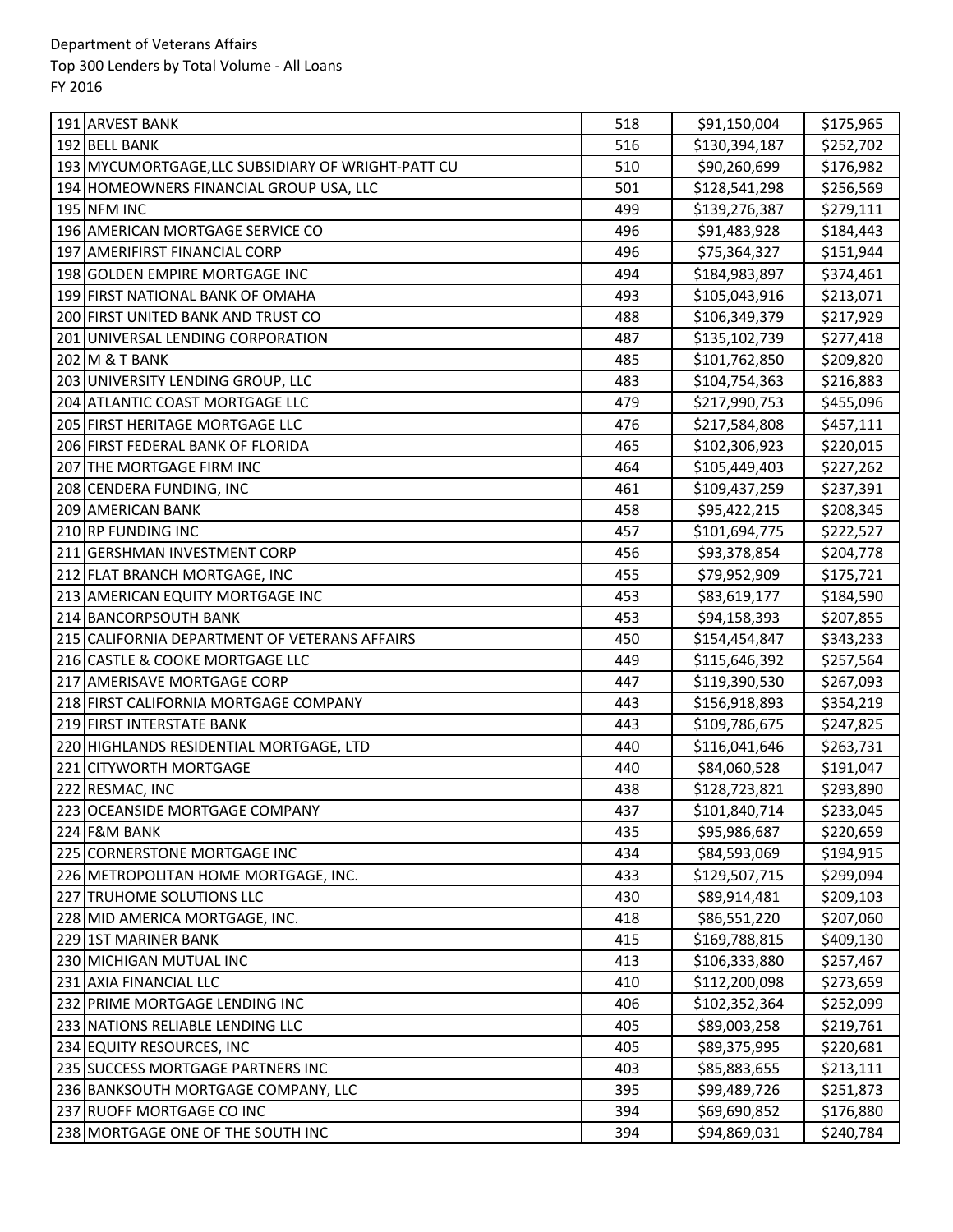Department of Veterans Affairs
Top 300 Lenders by Total Volume - All Loans
FY 2016

| | | | | |
|---|---|---|---|---|
| 191 | ARVEST BANK | 518 | $91,150,004 | $175,965 |
| 192 | BELL BANK | 516 | $130,394,187 | $252,702 |
| 193 | MYCUMORTGAGE,LLC SUBSIDIARY OF WRIGHT-PATT CU | 510 | $90,260,699 | $176,982 |
| 194 | HOMEOWNERS FINANCIAL GROUP USA, LLC | 501 | $128,541,298 | $256,569 |
| 195 | NFM INC | 499 | $139,276,387 | $279,111 |
| 196 | AMERICAN MORTGAGE SERVICE CO | 496 | $91,483,928 | $184,443 |
| 197 | AMERIFIRST FINANCIAL CORP | 496 | $75,364,327 | $151,944 |
| 198 | GOLDEN EMPIRE MORTGAGE INC | 494 | $184,983,897 | $374,461 |
| 199 | FIRST NATIONAL BANK OF OMAHA | 493 | $105,043,916 | $213,071 |
| 200 | FIRST UNITED BANK AND TRUST CO | 488 | $106,349,379 | $217,929 |
| 201 | UNIVERSAL LENDING CORPORATION | 487 | $135,102,739 | $277,418 |
| 202 | M & T BANK | 485 | $101,762,850 | $209,820 |
| 203 | UNIVERSITY LENDING GROUP, LLC | 483 | $104,754,363 | $216,883 |
| 204 | ATLANTIC COAST MORTGAGE LLC | 479 | $217,990,753 | $455,096 |
| 205 | FIRST HERITAGE MORTGAGE LLC | 476 | $217,584,808 | $457,111 |
| 206 | FIRST FEDERAL BANK OF FLORIDA | 465 | $102,306,923 | $220,015 |
| 207 | THE MORTGAGE FIRM INC | 464 | $105,449,403 | $227,262 |
| 208 | CENDERA FUNDING, INC | 461 | $109,437,259 | $237,391 |
| 209 | AMERICAN BANK | 458 | $95,422,215 | $208,345 |
| 210 | RP FUNDING INC | 457 | $101,694,775 | $222,527 |
| 211 | GERSHMAN INVESTMENT CORP | 456 | $93,378,854 | $204,778 |
| 212 | FLAT BRANCH MORTGAGE, INC | 455 | $79,952,909 | $175,721 |
| 213 | AMERICAN EQUITY MORTGAGE INC | 453 | $83,619,177 | $184,590 |
| 214 | BANCORPSOUTH BANK | 453 | $94,158,393 | $207,855 |
| 215 | CALIFORNIA DEPARTMENT OF VETERANS AFFAIRS | 450 | $154,454,847 | $343,233 |
| 216 | CASTLE & COOKE MORTGAGE LLC | 449 | $115,646,392 | $257,564 |
| 217 | AMERISAVE MORTGAGE CORP | 447 | $119,390,530 | $267,093 |
| 218 | FIRST CALIFORNIA MORTGAGE COMPANY | 443 | $156,918,893 | $354,219 |
| 219 | FIRST INTERSTATE BANK | 443 | $109,786,675 | $247,825 |
| 220 | HIGHLANDS RESIDENTIAL MORTGAGE, LTD | 440 | $116,041,646 | $263,731 |
| 221 | CITYWORTH MORTGAGE | 440 | $84,060,528 | $191,047 |
| 222 | RESMAC, INC | 438 | $128,723,821 | $293,890 |
| 223 | OCEANSIDE MORTGAGE COMPANY | 437 | $101,840,714 | $233,045 |
| 224 | F&M BANK | 435 | $95,986,687 | $220,659 |
| 225 | CORNERSTONE MORTGAGE INC | 434 | $84,593,069 | $194,915 |
| 226 | METROPOLITAN HOME MORTGAGE, INC. | 433 | $129,507,715 | $299,094 |
| 227 | TRUHOME SOLUTIONS LLC | 430 | $89,914,481 | $209,103 |
| 228 | MID AMERICA MORTGAGE, INC. | 418 | $86,551,220 | $207,060 |
| 229 | 1ST MARINER BANK | 415 | $169,788,815 | $409,130 |
| 230 | MICHIGAN MUTUAL INC | 413 | $106,333,880 | $257,467 |
| 231 | AXIA FINANCIAL LLC | 410 | $112,200,098 | $273,659 |
| 232 | PRIME MORTGAGE LENDING INC | 406 | $102,352,364 | $252,099 |
| 233 | NATIONS RELIABLE LENDING LLC | 405 | $89,003,258 | $219,761 |
| 234 | EQUITY RESOURCES, INC | 405 | $89,375,995 | $220,681 |
| 235 | SUCCESS MORTGAGE PARTNERS INC | 403 | $85,883,655 | $213,111 |
| 236 | BANKSOUTH MORTGAGE COMPANY, LLC | 395 | $99,489,726 | $251,873 |
| 237 | RUOFF MORTGAGE CO INC | 394 | $69,690,852 | $176,880 |
| 238 | MORTGAGE ONE OF THE SOUTH INC | 394 | $94,869,031 | $240,784 |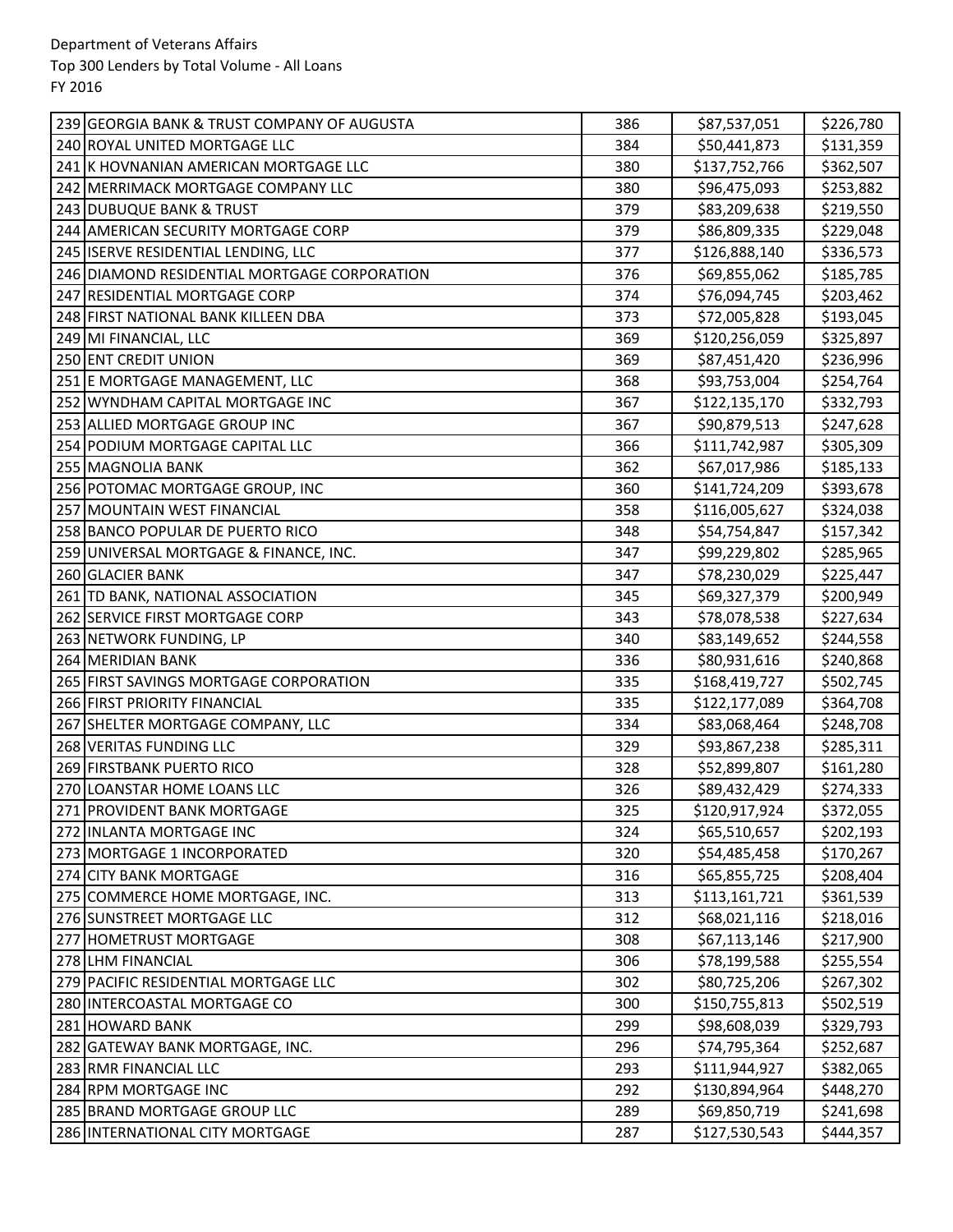Department of Veterans Affairs
Top 300 Lenders by Total Volume - All Loans
FY 2016

| | | | | |
|---|---|---|---|---|
| 239 | GEORGIA BANK & TRUST COMPANY OF AUGUSTA | 386 | $87,537,051 | $226,780 |
| 240 | ROYAL UNITED MORTGAGE LLC | 384 | $50,441,873 | $131,359 |
| 241 | K HOVNANIAN AMERICAN MORTGAGE LLC | 380 | $137,752,766 | $362,507 |
| 242 | MERRIMACK MORTGAGE COMPANY LLC | 380 | $96,475,093 | $253,882 |
| 243 | DUBUQUE BANK & TRUST | 379 | $83,209,638 | $219,550 |
| 244 | AMERICAN SECURITY MORTGAGE CORP | 379 | $86,809,335 | $229,048 |
| 245 | ISERVE RESIDENTIAL LENDING, LLC | 377 | $126,888,140 | $336,573 |
| 246 | DIAMOND RESIDENTIAL MORTGAGE CORPORATION | 376 | $69,855,062 | $185,785 |
| 247 | RESIDENTIAL MORTGAGE CORP | 374 | $76,094,745 | $203,462 |
| 248 | FIRST NATIONAL BANK KILLEEN DBA | 373 | $72,005,828 | $193,045 |
| 249 | MI FINANCIAL, LLC | 369 | $120,256,059 | $325,897 |
| 250 | ENT CREDIT UNION | 369 | $87,451,420 | $236,996 |
| 251 | E MORTGAGE MANAGEMENT, LLC | 368 | $93,753,004 | $254,764 |
| 252 | WYNDHAM CAPITAL MORTGAGE INC | 367 | $122,135,170 | $332,793 |
| 253 | ALLIED MORTGAGE GROUP INC | 367 | $90,879,513 | $247,628 |
| 254 | PODIUM MORTGAGE CAPITAL LLC | 366 | $111,742,987 | $305,309 |
| 255 | MAGNOLIA BANK | 362 | $67,017,986 | $185,133 |
| 256 | POTOMAC MORTGAGE GROUP, INC | 360 | $141,724,209 | $393,678 |
| 257 | MOUNTAIN WEST FINANCIAL | 358 | $116,005,627 | $324,038 |
| 258 | BANCO POPULAR DE PUERTO RICO | 348 | $54,754,847 | $157,342 |
| 259 | UNIVERSAL MORTGAGE & FINANCE, INC. | 347 | $99,229,802 | $285,965 |
| 260 | GLACIER BANK | 347 | $78,230,029 | $225,447 |
| 261 | TD BANK, NATIONAL ASSOCIATION | 345 | $69,327,379 | $200,949 |
| 262 | SERVICE FIRST MORTGAGE CORP | 343 | $78,078,538 | $227,634 |
| 263 | NETWORK FUNDING, LP | 340 | $83,149,652 | $244,558 |
| 264 | MERIDIAN BANK | 336 | $80,931,616 | $240,868 |
| 265 | FIRST SAVINGS MORTGAGE CORPORATION | 335 | $168,419,727 | $502,745 |
| 266 | FIRST PRIORITY FINANCIAL | 335 | $122,177,089 | $364,708 |
| 267 | SHELTER MORTGAGE COMPANY, LLC | 334 | $83,068,464 | $248,708 |
| 268 | VERITAS FUNDING LLC | 329 | $93,867,238 | $285,311 |
| 269 | FIRSTBANK PUERTO RICO | 328 | $52,899,807 | $161,280 |
| 270 | LOANSTAR HOME LOANS LLC | 326 | $89,432,429 | $274,333 |
| 271 | PROVIDENT BANK MORTGAGE | 325 | $120,917,924 | $372,055 |
| 272 | INLANTA MORTGAGE INC | 324 | $65,510,657 | $202,193 |
| 273 | MORTGAGE 1 INCORPORATED | 320 | $54,485,458 | $170,267 |
| 274 | CITY BANK MORTGAGE | 316 | $65,855,725 | $208,404 |
| 275 | COMMERCE HOME MORTGAGE, INC. | 313 | $113,161,721 | $361,539 |
| 276 | SUNSTREET MORTGAGE LLC | 312 | $68,021,116 | $218,016 |
| 277 | HOMETRUST MORTGAGE | 308 | $67,113,146 | $217,900 |
| 278 | LHM FINANCIAL | 306 | $78,199,588 | $255,554 |
| 279 | PACIFIC RESIDENTIAL MORTGAGE LLC | 302 | $80,725,206 | $267,302 |
| 280 | INTERCOASTAL MORTGAGE CO | 300 | $150,755,813 | $502,519 |
| 281 | HOWARD BANK | 299 | $98,608,039 | $329,793 |
| 282 | GATEWAY BANK MORTGAGE, INC. | 296 | $74,795,364 | $252,687 |
| 283 | RMR FINANCIAL LLC | 293 | $111,944,927 | $382,065 |
| 284 | RPM MORTGAGE INC | 292 | $130,894,964 | $448,270 |
| 285 | BRAND MORTGAGE GROUP LLC | 289 | $69,850,719 | $241,698 |
| 286 | INTERNATIONAL CITY MORTGAGE | 287 | $127,530,543 | $444,357 |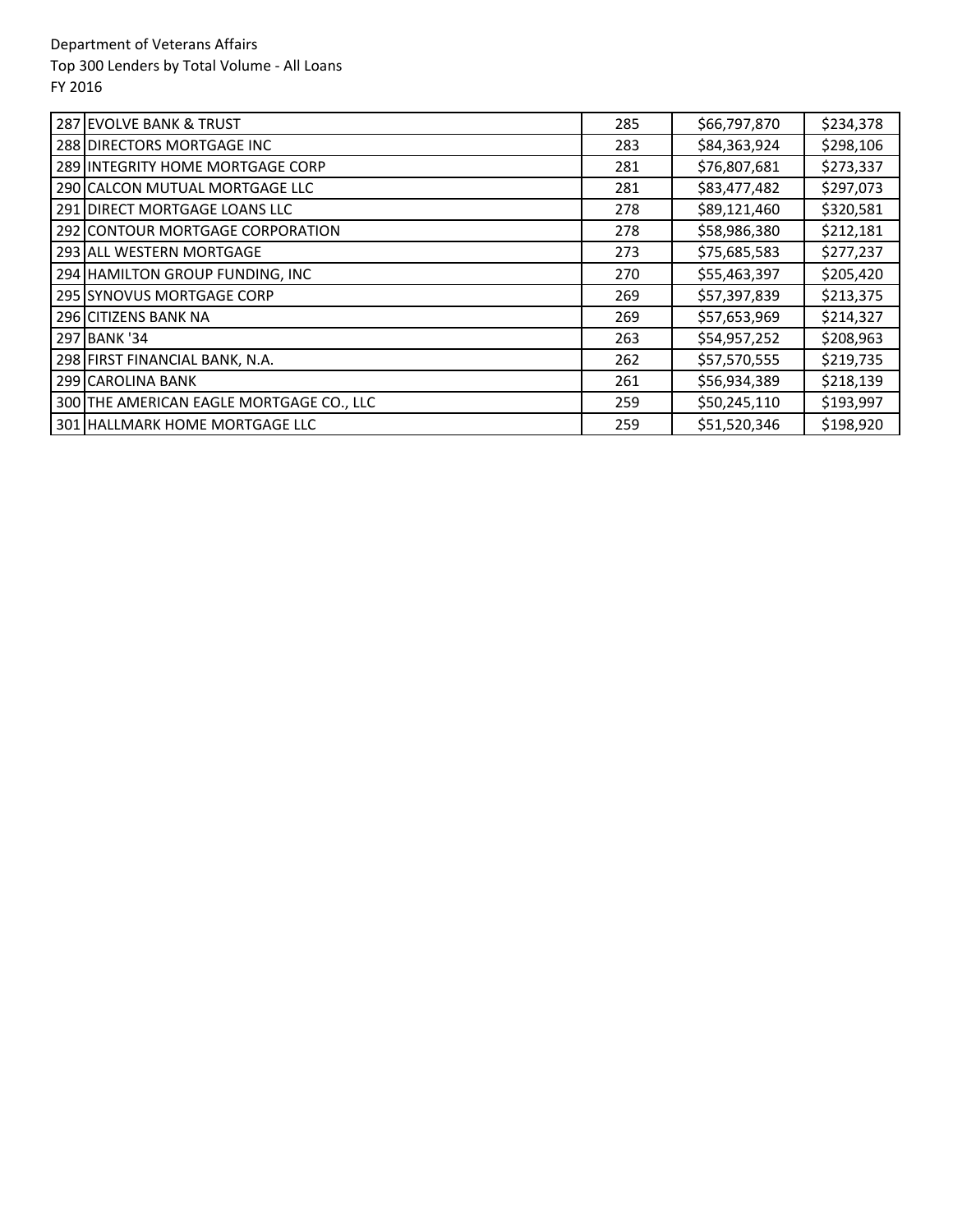| | | | | |
|---|---|---|---|---|
| 287 | EVOLVE BANK & TRUST | 285 | $66,797,870 | $234,378 |
| 288 | DIRECTORS MORTGAGE INC | 283 | $84,363,924 | $298,106 |
| 289 | INTEGRITY HOME MORTGAGE CORP | 281 | $76,807,681 | $273,337 |
| 290 | CALCON MUTUAL MORTGAGE LLC | 281 | $83,477,482 | $297,073 |
| 291 | DIRECT MORTGAGE LOANS LLC | 278 | $89,121,460 | $320,581 |
| 292 | CONTOUR MORTGAGE CORPORATION | 278 | $58,986,380 | $212,181 |
| 293 | ALL WESTERN MORTGAGE | 273 | $75,685,583 | $277,237 |
| 294 | HAMILTON GROUP FUNDING, INC | 270 | $55,463,397 | $205,420 |
| 295 | SYNOVUS MORTGAGE CORP | 269 | $57,397,839 | $213,375 |
| 296 | CITIZENS BANK NA | 269 | $57,653,969 | $214,327 |
| 297 | BANK '34 | 263 | $54,957,252 | $208,963 |
| 298 | FIRST FINANCIAL BANK, N.A. | 262 | $57,570,555 | $219,735 |
| 299 | CAROLINA BANK | 261 | $56,934,389 | $218,139 |
| 300 | THE AMERICAN EAGLE MORTGAGE CO., LLC | 259 | $50,245,110 | $193,997 |
| 301 | HALLMARK HOME MORTGAGE LLC | 259 | $51,520,346 | $198,920 |